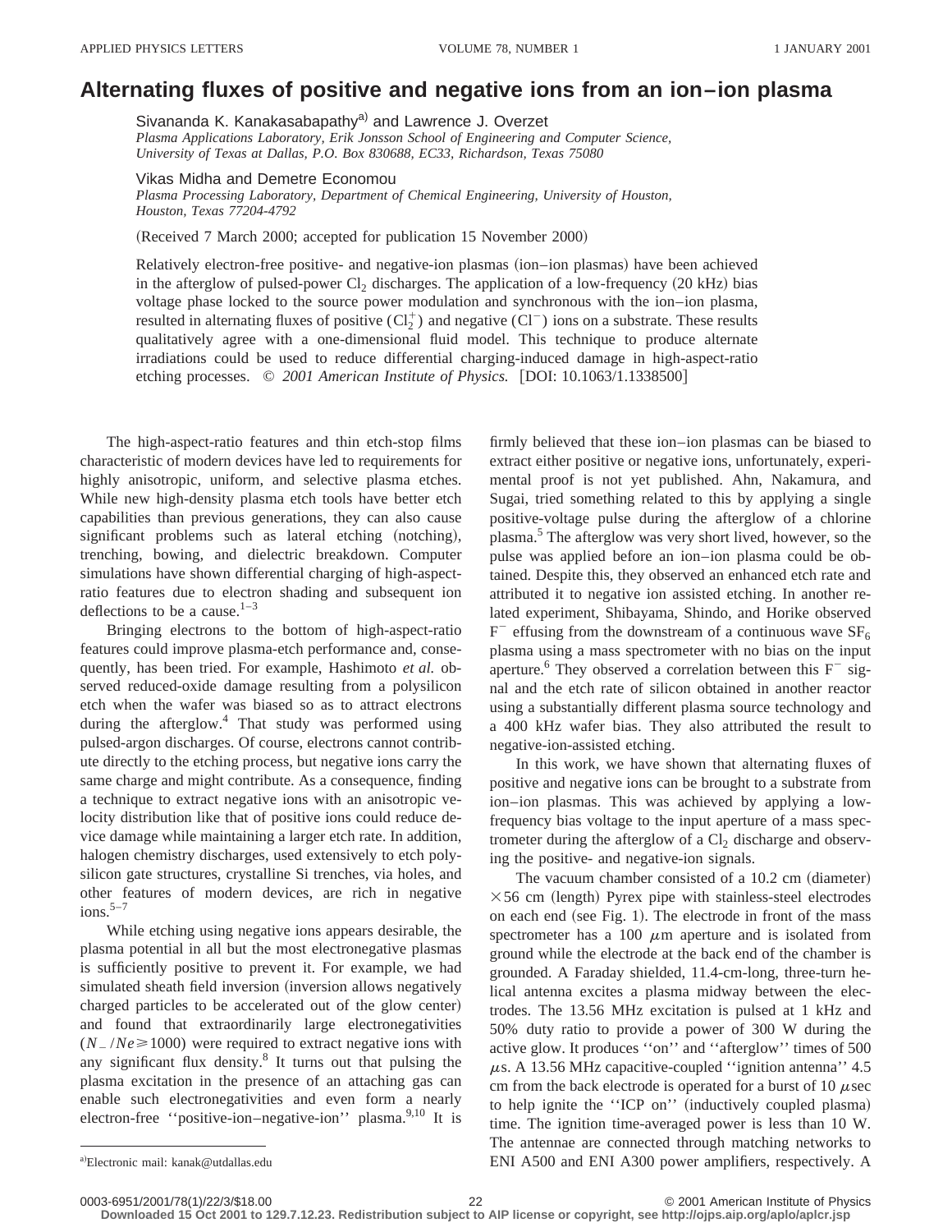# Alternating fluxes of positive and negative ions from an ion–ion plasma

Sivananda K. Kanakasabapathy[a] and Lawrence J. Overzet

*Plasma Applications Laboratory, Erik Jonsson School of Engineering and Computer Science, University of Texas at Dallas, P.O. Box 830688, EC33, Richardson, Texas 75080*

Vikas Midha and Demetre Economou

*Plasma Processing Laboratory, Department of Chemical Engineering, University of Houston, Houston, Texas 77204-4792*

(Received 7 March 2000; accepted for publication 15 November 2000)

Relatively electron-free positive- and negative-ion plasmas (ion–ion plasmas) have been achieved in the afterglow of pulsed-power $Cl_2$ discharges. The application of a low-frequency (20 kHz) bias voltage phase locked to the source power modulation and synchronous with the ion–ion plasma, resulted in alternating fluxes of positive ($Cl_2^+$) and negative ($Cl^-$) ions on a substrate. These results qualitatively agree with a one-dimensional fluid model. This technique to produce alternate irradiations could be used to reduce differential charging-induced damage in high-aspect-ratio etching processes. © *2001 American Institute of Physics.* [DOI: 10.1063/1.1338500]

The high-aspect-ratio features and thin etch-stop films characteristic of modern devices have led to requirements for highly anisotropic, uniform, and selective plasma etches. While new high-density plasma etch tools have better etch capabilities than previous generations, they can also cause significant problems such as lateral etching (notching), trenching, bowing, and dielectric breakdown. Computer simulations have shown differential charging of high-aspect-ratio features due to electron shading and subsequent ion deflections to be a cause.[1–3]

Bringing electrons to the bottom of high-aspect-ratio features could improve plasma-etch performance and, consequently, has been tried. For example, Hashimoto *et al.* observed reduced-oxide damage resulting from a polysilicon etch when the wafer was biased so as to attract electrons during the afterglow.[4] That study was performed using pulsed-argon discharges. Of course, electrons cannot contribute directly to the etching process, but negative ions carry the same charge and might contribute. As a consequence, finding a technique to extract negative ions with an anisotropic velocity distribution like that of positive ions could reduce device damage while maintaining a larger etch rate. In addition, halogen chemistry discharges, used extensively to etch polysilicon gate structures, crystalline Si trenches, via holes, and other features of modern devices, are rich in negative ions.[5–7]

While etching using negative ions appears desirable, the plasma potential in all but the most electronegative plasmas is sufficiently positive to prevent it. For example, we had simulated sheath field inversion (inversion allows negatively charged particles to be accelerated out of the glow center) and found that extraordinarily large electronegativities ($N_-/Ne \geq 1000$) were required to extract negative ions with any significant flux density.[8] It turns out that pulsing the plasma excitation in the presence of an attaching gas can enable such electronegativities and even form a nearly electron-free ''positive-ion–negative-ion'' plasma.[9,10] It is firmly believed that these ion–ion plasmas can be biased to extract either positive or negative ions, unfortunately, experimental proof is not yet published. Ahn, Nakamura, and Sugai, tried something related to this by applying a single positive-voltage pulse during the afterglow of a chlorine plasma.[5] The afterglow was very short lived, however, so the pulse was applied before an ion–ion plasma could be obtained. Despite this, they observed an enhanced etch rate and attributed it to negative ion assisted etching. In another related experiment, Shibayama, Shindo, and Horike observed $F^-$ effusing from the downstream of a continuous wave $SF_6$ plasma using a mass spectrometer with no bias on the input aperture.[6] They observed a correlation between this $F^-$ signal and the etch rate of silicon obtained in another reactor using a substantially different plasma source technology and a 400 kHz wafer bias. They also attributed the result to negative-ion-assisted etching.

In this work, we have shown that alternating fluxes of positive and negative ions can be brought to a substrate from ion–ion plasmas. This was achieved by applying a low-frequency bias voltage to the input aperture of a mass spectrometer during the afterglow of a $Cl_2$ discharge and observing the positive- and negative-ion signals.

The vacuum chamber consisted of a 10.2 cm (diameter) $\times$ 56 cm (length) Pyrex pipe with stainless-steel electrodes on each end (see Fig. 1). The electrode in front of the mass spectrometer has a 100 $\mu$m aperture and is isolated from ground while the electrode at the back end of the chamber is grounded. A Faraday shielded, 11.4-cm-long, three-turn helical antenna excites a plasma midway between the electrodes. The 13.56 MHz excitation is pulsed at 1 kHz and 50% duty ratio to provide a power of 300 W during the active glow. It produces ''on'' and ''afterglow'' times of 500 $\mu$s. A 13.56 MHz capacitive-coupled ''ignition antenna'' 4.5 cm from the back electrode is operated for a burst of 10 $\mu$sec to help ignite the ''ICP on'' (inductively coupled plasma) time. The ignition time-averaged power is less than 10 W. The antennae are connected through matching networks to ENI A500 and ENI A300 power amplifiers, respectively. A

[a] Electronic mail: kanak@utdallas.edu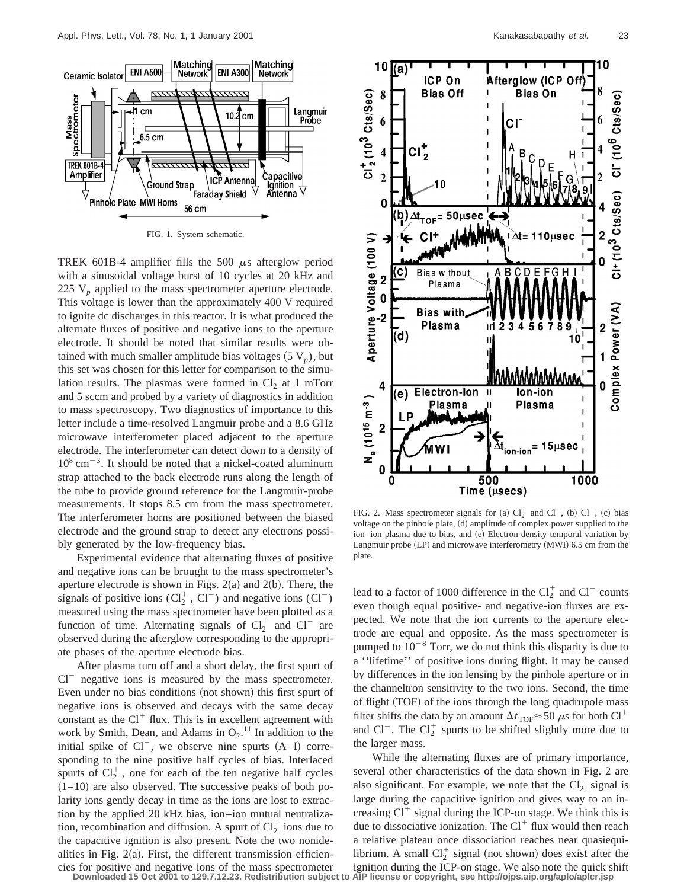FIG. 1. System schematic.

TREK 601B-4 amplifier fills the 500 $\mu$s afterglow period with a sinusoidal voltage burst of 10 cycles at 20 kHz and 225 $V_p$ applied to the mass spectrometer aperture electrode. This voltage is lower than the approximately 400 V required to ignite dc discharges in this reactor. It is what produced the alternate fluxes of positive and negative ions to the aperture electrode. It should be noted that similar results were obtained with much smaller amplitude bias voltages (5 $V_p$), but this set was chosen for this letter for comparison to the simulation results. The plasmas were formed in $Cl_2$ at 1 mTorr and 5 sccm and probed by a variety of diagnostics in addition to mass spectroscopy. Two diagnostics of importance to this letter include a time-resolved Langmuir probe and a 8.6 GHz microwave interferometer placed adjacent to the aperture electrode. The interferometer can detect down to a density of $10^8\,\mathrm{cm}^{-3}$. It should be noted that a nickel-coated aluminum strap attached to the back electrode runs along the length of the tube to provide ground reference for the Langmuir-probe measurements. It stops 8.5 cm from the mass spectrometer. The interferometer horns are positioned between the biased electrode and the ground strap to detect any electrons possibly generated by the low-frequency bias.

Experimental evidence that alternating fluxes of positive and negative ions can be brought to the mass spectrometer's aperture electrode is shown in Figs. 2(a) and 2(b). There, the signals of positive ions ($Cl_2^+$, $Cl^+$) and negative ions ($Cl^-$) measured using the mass spectrometer have been plotted as a function of time. Alternating signals of $Cl_2^+$ and $Cl^-$ are observed during the afterglow corresponding to the appropriate phases of the aperture electrode bias.

After plasma turn off and a short delay, the first spurt of $Cl^-$ negative ions is measured by the mass spectrometer. Even under no bias conditions (not shown) this first spurt of negative ions is observed and decays with the same decay constant as the $Cl^+$ flux. This is in excellent agreement with work by Smith, Dean, and Adams in $O_2$.[11] In addition to the initial spike of $Cl^-$, we observe nine spurts (A–I) corresponding to the nine positive half cycles of bias. Interlaced spurts of $Cl_2^+$, one for each of the ten negative half cycles (1–10) are also observed. The successive peaks of both polarity ions gently decay in time as the ions are lost to extraction by the applied 20 kHz bias, ion–ion mutual neutralization, recombination and diffusion. A spurt of $Cl_2^+$ ions due to the capacitive ignition is also present. Note the two nonidealities in Fig. 2(a). First, the different transmission efficiencies for positive and negative ions of the mass spectrometer lead to a factor of 1000 difference in the $Cl_2^+$ and $Cl^-$ counts even though equal positive- and negative-ion fluxes are expected. We note that the ion currents to the aperture electrode are equal and opposite. As the mass spectrometer is pumped to $10^{-8}$ Torr, we do not think this disparity is due to a ''lifetime'' of positive ions during flight. It may be caused by differences in the ion lensing by the pinhole aperture or in the channeltron sensitivity to the two ions. Second, the time of flight (TOF) of the ions through the long quadrupole mass filter shifts the data by an amount $\Delta t_{\mathrm{TOF}} \approx 50\ \mu$s for both $Cl^+$ and $Cl^-$. The $Cl_2^+$ spurts to be shifted slightly more due to the larger mass.

FIG. 2. Mass spectrometer signals for (a) $Cl_2^+$ and $Cl^-$, (b) $Cl^+$, (c) bias voltage on the pinhole plate, (d) amplitude of complex power supplied to the ion–ion plasma due to bias, and (e) Electron-density temporal variation by Langmuir probe (LP) and microwave interferometry (MWI) 6.5 cm from the plate.

While the alternating fluxes are of primary importance, several other characteristics of the data shown in Fig. 2 are also significant. For example, we note that the $Cl_2^+$ signal is large during the capacitive ignition and gives way to an increasing $Cl^+$ signal during the ICP-on stage. We think this is due to dissociative ionization. The $Cl^+$ flux would then reach a relative plateau once dissociation reaches near quasiequilibrium. A small $Cl_2^+$ signal (not shown) does exist after the ignition during the ICP-on stage. We also note the quick shift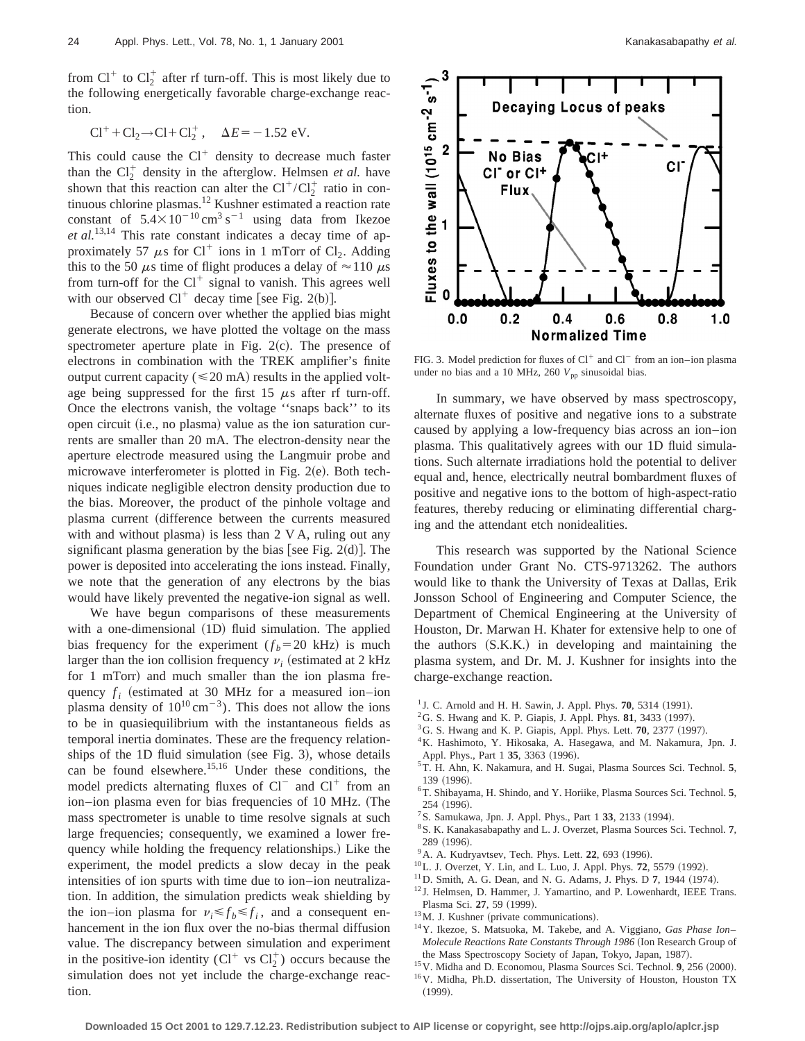from $Cl^+$ to $Cl_2^+$ after rf turn-off. This is most likely due to the following energetically favorable charge-exchange reaction.

$$Cl^+ + Cl_2 \rightarrow Cl + Cl_2^+, \quad \Delta E = -1.52 \text{ eV}.$$

This could cause the $Cl^+$ density to decrease much faster than the $Cl_2^+$ density in the afterglow. Helmsen *et al.* have shown that this reaction can alter the $Cl^+/Cl_2^+$ ratio in continuous chlorine plasmas.[12] Kushner estimated a reaction rate constant of $5.4\times10^{-10}\,\text{cm}^3\,\text{s}^{-1}$ using data from Ikezoe *et al.*[13,14] This rate constant indicates a decay time of approximately 57 $\mu$s for $Cl^+$ ions in 1 mTorr of $Cl_2$. Adding this to the 50 $\mu$s time of flight produces a delay of $\approx$110 $\mu$s from turn-off for the $Cl^+$ signal to vanish. This agrees well with our observed $Cl^+$ decay time [see Fig. 2(b)].

Because of concern over whether the applied bias might generate electrons, we have plotted the voltage on the mass spectrometer aperture plate in Fig. 2(c). The presence of electrons in combination with the TREK amplifier's finite output current capacity ($\leqslant$20 mA) results in the applied voltage being suppressed for the first 15 $\mu$s after rf turn-off. Once the electrons vanish, the voltage ''snaps back'' to its open circuit (i.e., no plasma) value as the ion saturation currents are smaller than 20 mA. The electron-density near the aperture electrode measured using the Langmuir probe and microwave interferometer is plotted in Fig. 2(e). Both techniques indicate negligible electron density production due to the bias. Moreover, the product of the pinhole voltage and plasma current (difference between the currents measured with and without plasma) is less than 2 V A, ruling out any significant plasma generation by the bias [see Fig. 2(d)]. The power is deposited into accelerating the ions instead. Finally, we note that the generation of any electrons by the bias would have likely prevented the negative-ion signal as well.

We have begun comparisons of these measurements with a one-dimensional (1D) fluid simulation. The applied bias frequency for the experiment ($f_b$=20 kHz) is much larger than the ion collision frequency $\nu_i$ (estimated at 2 kHz for 1 mTorr) and much smaller than the ion plasma frequency $f_i$ (estimated at 30 MHz for a measured ion–ion plasma density of $10^{10}\,\text{cm}^{-3}$). This does not allow the ions to be in quasiequilibrium with the instantaneous fields as temporal inertia dominates. These are the frequency relationships of the 1D fluid simulation (see Fig. 3), whose details can be found elsewhere.[15,16] Under these conditions, the model predicts alternating fluxes of $Cl^-$ and $Cl^+$ from an ion–ion plasma even for bias frequencies of 10 MHz. (The mass spectrometer is unable to time resolve signals at such large frequencies; consequently, we examined a lower frequency while holding the frequency relationships.) Like the experiment, the model predicts a slow decay in the peak intensities of ion spurts with time due to ion–ion neutralization. In addition, the simulation predicts weak shielding by the ion–ion plasma for $\nu_i \leqslant f_b \leqslant f_i$, and a consequent enhancement in the ion flux over the no-bias thermal diffusion value. The discrepancy between simulation and experiment in the positive-ion identity ($Cl^+$ vs $Cl_2^+$) occurs because the simulation does not yet include the charge-exchange reaction.

Decaying Locus of peaks
No Bias
Cl⁻ or Cl⁺
Flux
Cl⁺
Cl⁻
Fluxes to the wall ($10^{15}$ cm$^{-2}$ s$^{-1}$)
0
1
2
3
0.0
0.2
0.4
0.6
0.8
1.0
Normalized Time

FIG. 3. Model prediction for fluxes of $Cl^+$ and $Cl^-$ from an ion–ion plasma under no bias and a 10 MHz, 260 $V_{pp}$ sinusoidal bias.

In summary, we have observed by mass spectroscopy, alternate fluxes of positive and negative ions to a substrate caused by applying a low-frequency bias across an ion–ion plasma. This qualitatively agrees with our 1D fluid simulations. Such alternate irradiations hold the potential to deliver equal and, hence, electrically neutral bombardment fluxes of positive and negative ions to the bottom of high-aspect-ratio features, thereby reducing or eliminating differential charging and the attendant etch nonidealities.

This research was supported by the National Science Foundation under Grant No. CTS-9713262. The authors would like to thank the University of Texas at Dallas, Erik Jonsson School of Engineering and Computer Science, the Department of Chemical Engineering at the University of Houston, Dr. Marwan H. Khater for extensive help to one of the authors (S.K.K.) in developing and maintaining the plasma system, and Dr. M. J. Kushner for insights into the charge-exchange reaction.

[1] J. C. Arnold and H. H. Sawin, J. Appl. Phys. **70**, 5314 (1991).
[2] G. S. Hwang and K. P. Giapis, J. Appl. Phys. **81**, 3433 (1997).
[3] G. S. Hwang and K. P. Giapis, Appl. Phys. Lett. **70**, 2377 (1997).
[4] K. Hashimoto, Y. Hikosaka, A. Hasegawa, and M. Nakamura, Jpn. J. Appl. Phys., Part 1 **35**, 3363 (1996).
[5] T. H. Ahn, K. Nakamura, and H. Sugai, Plasma Sources Sci. Technol. **5**, 139 (1996).
[6] T. Shibayama, H. Shindo, and Y. Horiike, Plasma Sources Sci. Technol. **5**, 254 (1996).
[7] S. Samukawa, Jpn. J. Appl. Phys., Part 1 **33**, 2133 (1994).
[8] S. K. Kanakasabapathy and L. J. Overzet, Plasma Sources Sci. Technol. **7**, 289 (1996).
[9] A. A. Kudryavtsev, Tech. Phys. Lett. **22**, 693 (1996).
[10] L. J. Overzet, Y. Lin, and L. Luo, J. Appl. Phys. **72**, 5579 (1992).
[11] D. Smith, A. G. Dean, and N. G. Adams, J. Phys. D **7**, 1944 (1974).
[12] J. Helmsen, D. Hammer, J. Yamartino, and P. Lowenhardt, IEEE Trans. Plasma Sci. **27**, 59 (1999).
[13] M. J. Kushner (private communications).
[14] Y. Ikezoe, S. Matsuoka, M. Takebe, and A. Viggiano, *Gas Phase Ion–Molecule Reactions Rate Constants Through 1986* (Ion Research Group of the Mass Spectroscopy Society of Japan, Tokyo, Japan, 1987).
[15] V. Midha and D. Economou, Plasma Sources Sci. Technol. **9**, 256 (2000).
[16] V. Midha, Ph.D. dissertation, The University of Houston, Houston TX (1999).